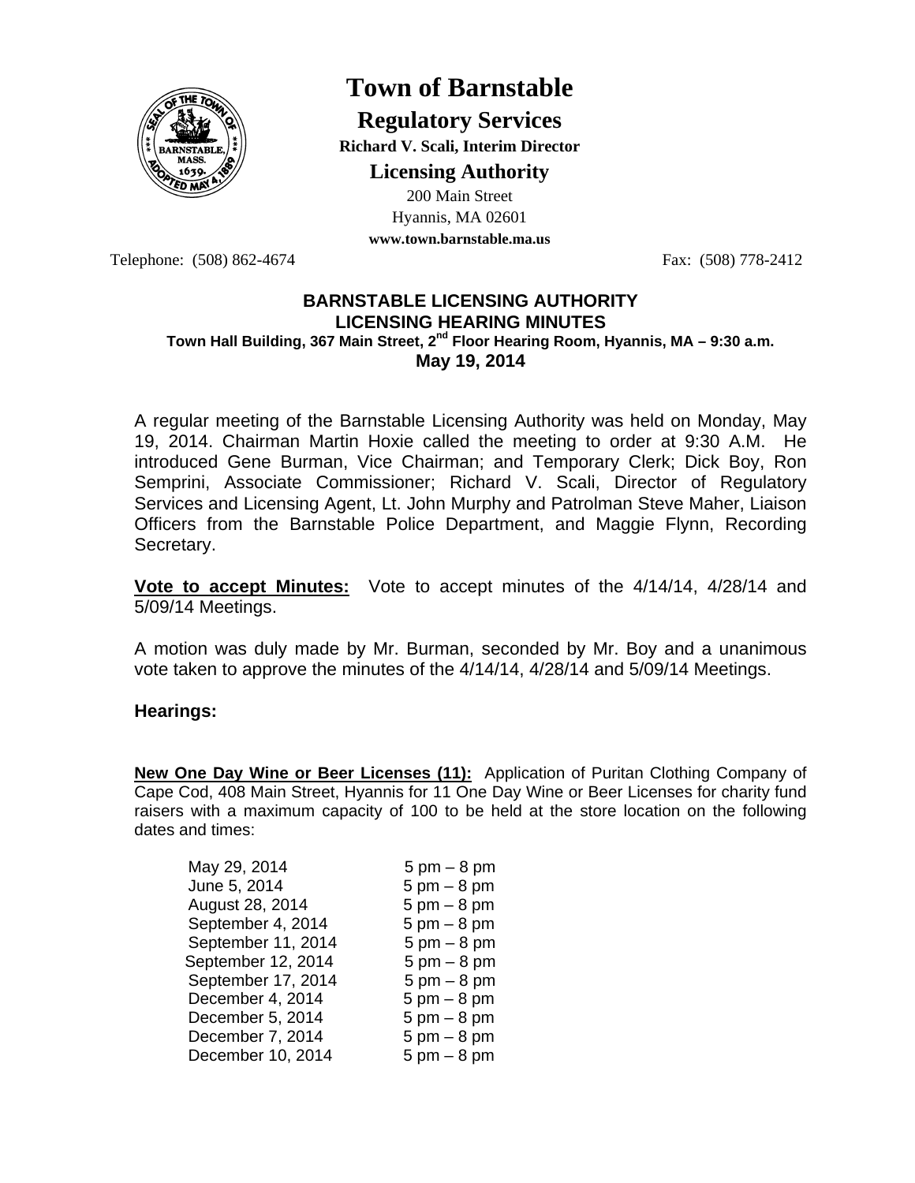# Town of Barnstable

## Regulatory Services

**Richard V. Scali, Interim Director**

### Licensing Authority

200 Main Street
Hyannis, MA 02601
**www.town.barnstable.ma.us**

Telephone: (508) 862-4674 Fax: (508) 778-2412

**BARNSTABLE LICENSING AUTHORITY**
**LICENSING HEARING MINUTES**
**Town Hall Building, 367 Main Street, 2nd Floor Hearing Room, Hyannis, MA – 9:30 a.m.**
**May 19, 2014**

A regular meeting of the Barnstable Licensing Authority was held on Monday, May 19, 2014. Chairman Martin Hoxie called the meeting to order at 9:30 A.M. He introduced Gene Burman, Vice Chairman; and Temporary Clerk; Dick Boy, Ron Semprini, Associate Commissioner; Richard V. Scali, Director of Regulatory Services and Licensing Agent, Lt. John Murphy and Patrolman Steve Maher, Liaison Officers from the Barnstable Police Department, and Maggie Flynn, Recording Secretary.

**Vote to accept Minutes:** Vote to accept minutes of the 4/14/14, 4/28/14 and 5/09/14 Meetings.

A motion was duly made by Mr. Burman, seconded by Mr. Boy and a unanimous vote taken to approve the minutes of the 4/14/14, 4/28/14 and 5/09/14 Meetings.

### Hearings:

**New One Day Wine or Beer Licenses (11):** Application of Puritan Clothing Company of Cape Cod, 408 Main Street, Hyannis for 11 One Day Wine or Beer Licenses for charity fund raisers with a maximum capacity of 100 to be held at the store location on the following dates and times:

| | |
|---|---|
| May 29, 2014 | 5 pm – 8 pm |
| June 5, 2014 | 5 pm – 8 pm |
| August 28, 2014 | 5 pm – 8 pm |
| September 4, 2014 | 5 pm – 8 pm |
| September 11, 2014 | 5 pm – 8 pm |
| September 12, 2014 | 5 pm – 8 pm |
| September 17, 2014 | 5 pm – 8 pm |
| December 4, 2014 | 5 pm – 8 pm |
| December 5, 2014 | 5 pm – 8 pm |
| December 7, 2014 | 5 pm – 8 pm |
| December 10, 2014 | 5 pm – 8 pm |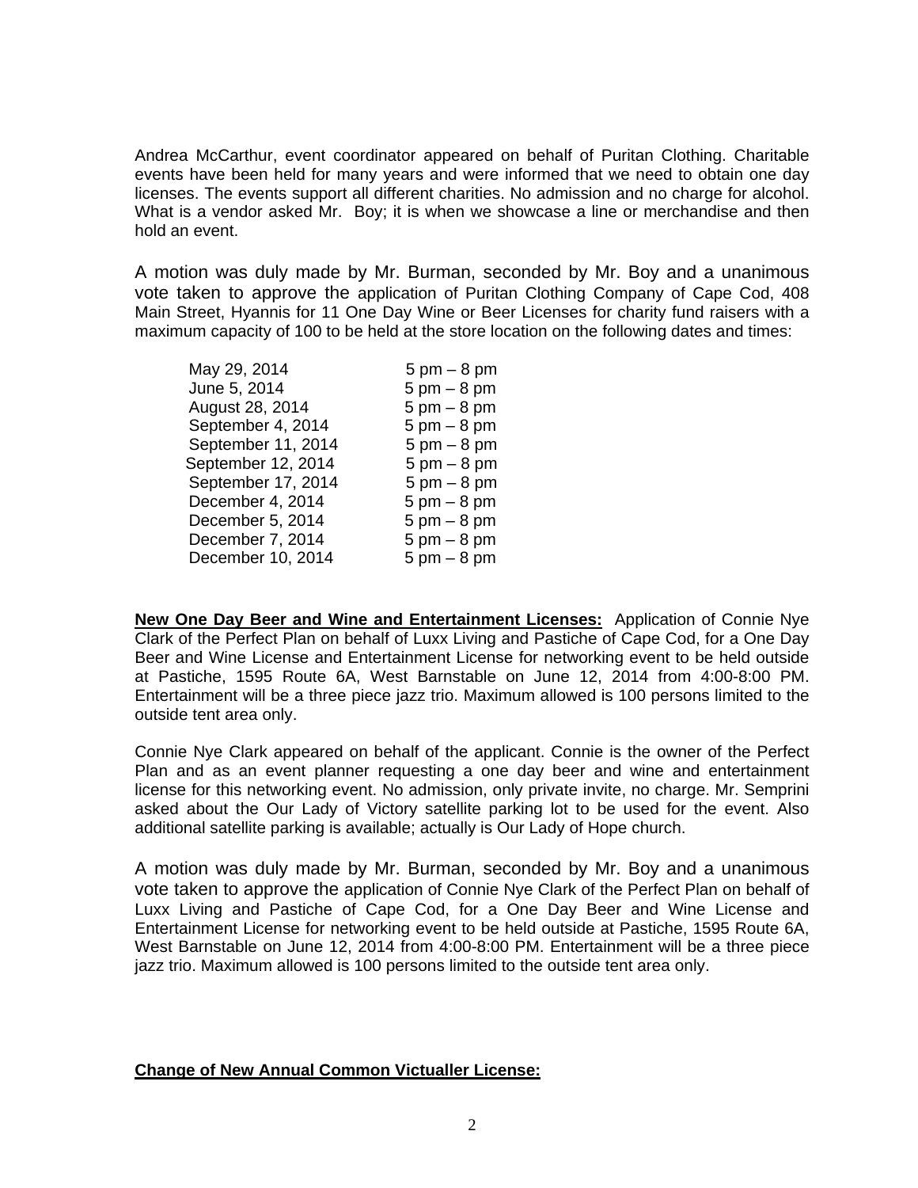Andrea McCarthur, event coordinator appeared on behalf of Puritan Clothing. Charitable events have been held for many years and were informed that we need to obtain one day licenses. The events support all different charities. No admission and no charge for alcohol. What is a vendor asked Mr.  Boy; it is when we showcase a line or merchandise and then hold an event.

A motion was duly made by Mr. Burman, seconded by Mr. Boy and a unanimous vote taken to approve the application of Puritan Clothing Company of Cape Cod, 408 Main Street, Hyannis for 11 One Day Wine or Beer Licenses for charity fund raisers with a maximum capacity of 100 to be held at the store location on the following dates and times:

| | |
|---|---|
| May 29, 2014 | 5 pm – 8 pm |
| June 5, 2014 | 5 pm – 8 pm |
| August 28, 2014 | 5 pm – 8 pm |
| September 4, 2014 | 5 pm – 8 pm |
| September 11, 2014 | 5 pm – 8 pm |
| September 12, 2014 | 5 pm – 8 pm |
| September 17, 2014 | 5 pm – 8 pm |
| December 4, 2014 | 5 pm – 8 pm |
| December 5, 2014 | 5 pm – 8 pm |
| December 7, 2014 | 5 pm – 8 pm |
| December 10, 2014 | 5 pm – 8 pm |

**New One Day Beer and Wine and Entertainment Licenses:** Application of Connie Nye Clark of the Perfect Plan on behalf of Luxx Living and Pastiche of Cape Cod, for a One Day Beer and Wine License and Entertainment License for networking event to be held outside at Pastiche, 1595 Route 6A, West Barnstable on June 12, 2014 from 4:00-8:00 PM. Entertainment will be a three piece jazz trio. Maximum allowed is 100 persons limited to the outside tent area only.

Connie Nye Clark appeared on behalf of the applicant. Connie is the owner of the Perfect Plan and as an event planner requesting a one day beer and wine and entertainment license for this networking event. No admission, only private invite, no charge. Mr. Semprini asked about the Our Lady of Victory satellite parking lot to be used for the event. Also additional satellite parking is available; actually is Our Lady of Hope church.

A motion was duly made by Mr. Burman, seconded by Mr. Boy and a unanimous vote taken to approve the application of Connie Nye Clark of the Perfect Plan on behalf of Luxx Living and Pastiche of Cape Cod, for a One Day Beer and Wine License and Entertainment License for networking event to be held outside at Pastiche, 1595 Route 6A, West Barnstable on June 12, 2014 from 4:00-8:00 PM. Entertainment will be a three piece jazz trio. Maximum allowed is 100 persons limited to the outside tent area only.

**Change of New Annual Common Victualler License:**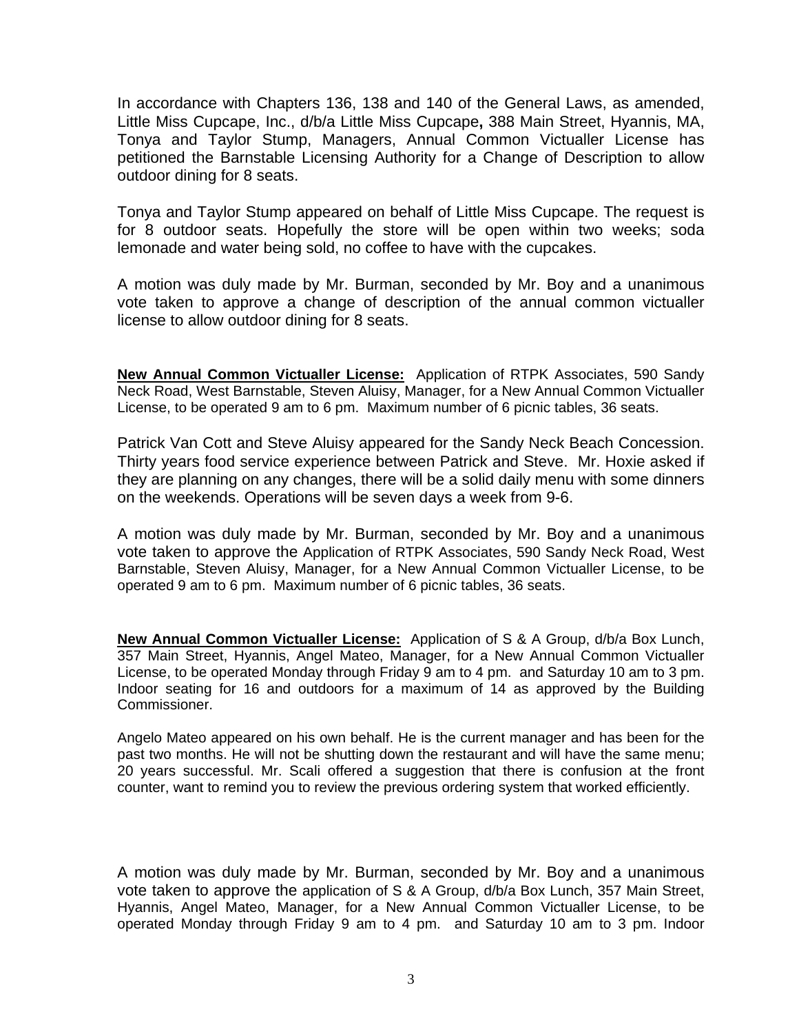In accordance with Chapters 136, 138 and 140 of the General Laws, as amended, Little Miss Cupcape, Inc., d/b/a Little Miss Cupcape**,** 388 Main Street, Hyannis, MA, Tonya and Taylor Stump, Managers, Annual Common Victualler License has petitioned the Barnstable Licensing Authority for a Change of Description to allow outdoor dining for 8 seats.

Tonya and Taylor Stump appeared on behalf of Little Miss Cupcape. The request is for 8 outdoor seats. Hopefully the store will be open within two weeks; soda lemonade and water being sold, no coffee to have with the cupcakes.

A motion was duly made by Mr. Burman, seconded by Mr. Boy and a unanimous vote taken to approve a change of description of the annual common victualler license to allow outdoor dining for 8 seats.

**New Annual Common Victualler License:** Application of RTPK Associates, 590 Sandy Neck Road, West Barnstable, Steven Aluisy, Manager, for a New Annual Common Victualler License, to be operated 9 am to 6 pm. Maximum number of 6 picnic tables, 36 seats.

Patrick Van Cott and Steve Aluisy appeared for the Sandy Neck Beach Concession. Thirty years food service experience between Patrick and Steve. Mr. Hoxie asked if they are planning on any changes, there will be a solid daily menu with some dinners on the weekends. Operations will be seven days a week from 9-6.

A motion was duly made by Mr. Burman, seconded by Mr. Boy and a unanimous vote taken to approve the Application of RTPK Associates, 590 Sandy Neck Road, West Barnstable, Steven Aluisy, Manager, for a New Annual Common Victualler License, to be operated 9 am to 6 pm. Maximum number of 6 picnic tables, 36 seats.

**New Annual Common Victualler License:** Application of S & A Group, d/b/a Box Lunch, 357 Main Street, Hyannis, Angel Mateo, Manager, for a New Annual Common Victualler License, to be operated Monday through Friday 9 am to 4 pm. and Saturday 10 am to 3 pm. Indoor seating for 16 and outdoors for a maximum of 14 as approved by the Building Commissioner.

Angelo Mateo appeared on his own behalf. He is the current manager and has been for the past two months. He will not be shutting down the restaurant and will have the same menu; 20 years successful. Mr. Scali offered a suggestion that there is confusion at the front counter, want to remind you to review the previous ordering system that worked efficiently.

A motion was duly made by Mr. Burman, seconded by Mr. Boy and a unanimous vote taken to approve the application of S & A Group, d/b/a Box Lunch, 357 Main Street, Hyannis, Angel Mateo, Manager, for a New Annual Common Victualler License, to be operated Monday through Friday 9 am to 4 pm. and Saturday 10 am to 3 pm. Indoor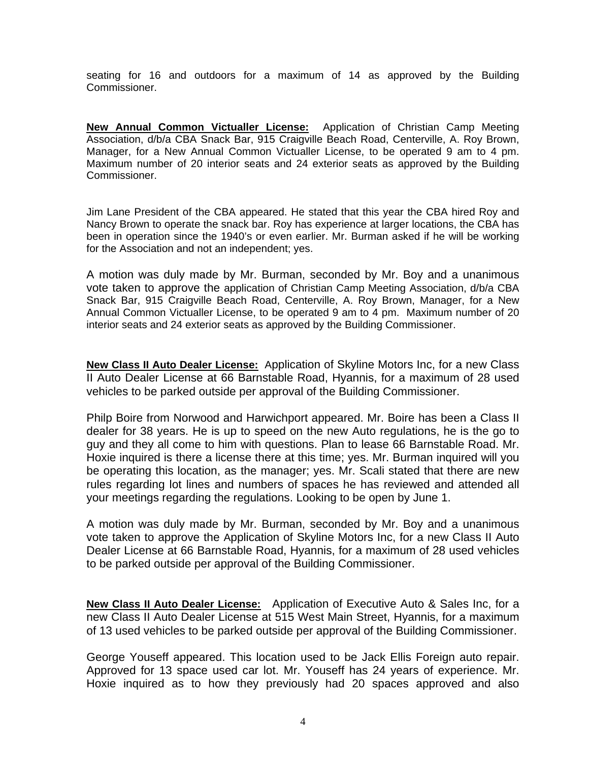seating for 16 and outdoors for a maximum of 14 as approved by the Building Commissioner.

**New Annual Common Victualler License:** Application of Christian Camp Meeting Association, d/b/a CBA Snack Bar, 915 Craigville Beach Road, Centerville, A. Roy Brown, Manager, for a New Annual Common Victualler License, to be operated 9 am to 4 pm. Maximum number of 20 interior seats and 24 exterior seats as approved by the Building Commissioner.

Jim Lane President of the CBA appeared. He stated that this year the CBA hired Roy and Nancy Brown to operate the snack bar. Roy has experience at larger locations, the CBA has been in operation since the 1940's or even earlier. Mr. Burman asked if he will be working for the Association and not an independent; yes.

A motion was duly made by Mr. Burman, seconded by Mr. Boy and a unanimous vote taken to approve the application of Christian Camp Meeting Association, d/b/a CBA Snack Bar, 915 Craigville Beach Road, Centerville, A. Roy Brown, Manager, for a New Annual Common Victualler License, to be operated 9 am to 4 pm. Maximum number of 20 interior seats and 24 exterior seats as approved by the Building Commissioner.

**New Class II Auto Dealer License:** Application of Skyline Motors Inc, for a new Class II Auto Dealer License at 66 Barnstable Road, Hyannis, for a maximum of 28 used vehicles to be parked outside per approval of the Building Commissioner.

Philp Boire from Norwood and Harwichport appeared. Mr. Boire has been a Class II dealer for 38 years. He is up to speed on the new Auto regulations, he is the go to guy and they all come to him with questions. Plan to lease 66 Barnstable Road. Mr. Hoxie inquired is there a license there at this time; yes. Mr. Burman inquired will you be operating this location, as the manager; yes. Mr. Scali stated that there are new rules regarding lot lines and numbers of spaces he has reviewed and attended all your meetings regarding the regulations. Looking to be open by June 1.

A motion was duly made by Mr. Burman, seconded by Mr. Boy and a unanimous vote taken to approve the Application of Skyline Motors Inc, for a new Class II Auto Dealer License at 66 Barnstable Road, Hyannis, for a maximum of 28 used vehicles to be parked outside per approval of the Building Commissioner.

**New Class II Auto Dealer License:** Application of Executive Auto & Sales Inc, for a new Class II Auto Dealer License at 515 West Main Street, Hyannis, for a maximum of 13 used vehicles to be parked outside per approval of the Building Commissioner.

George Youseff appeared. This location used to be Jack Ellis Foreign auto repair. Approved for 13 space used car lot. Mr. Youseff has 24 years of experience. Mr. Hoxie inquired as to how they previously had 20 spaces approved and also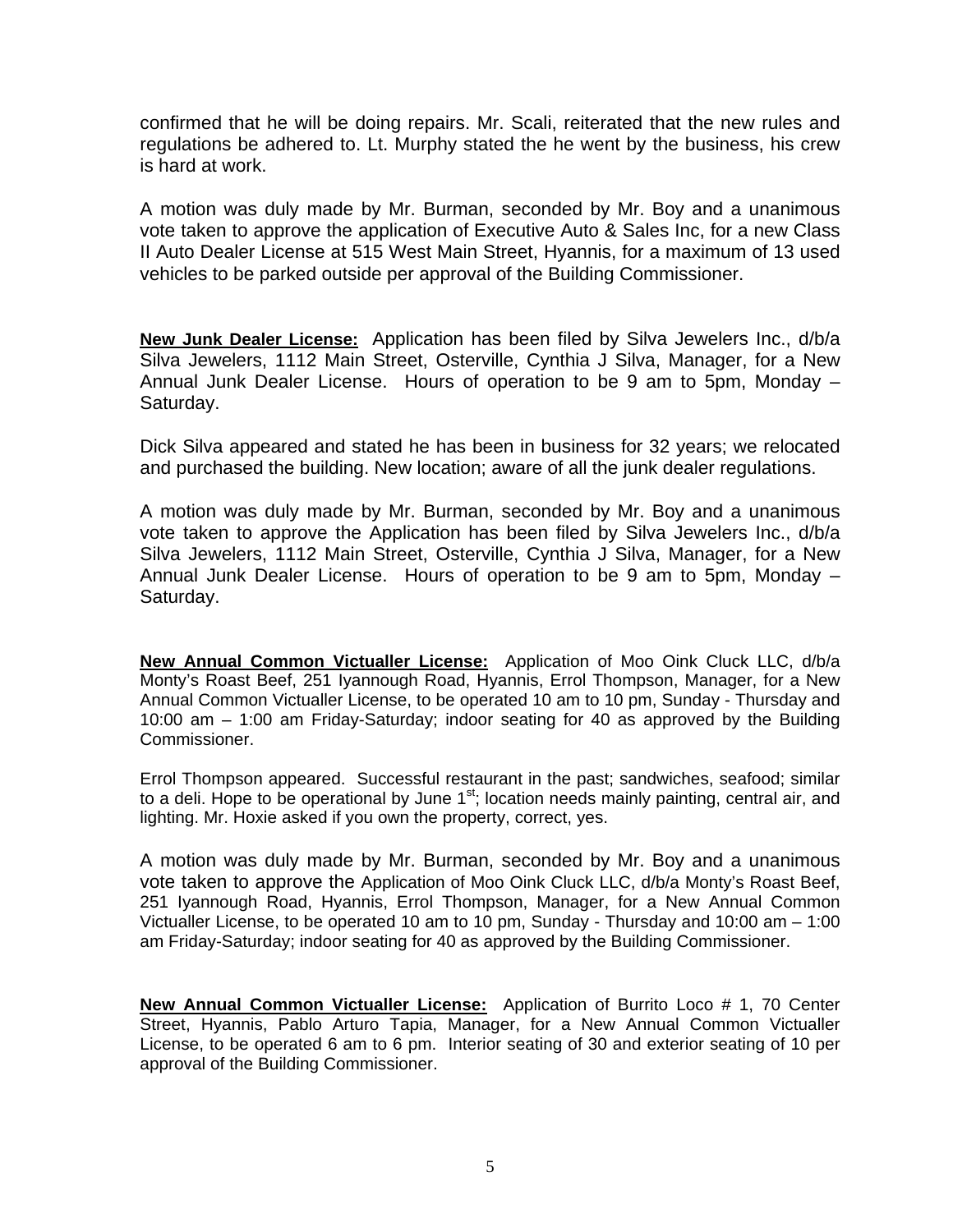confirmed that he will be doing repairs. Mr. Scali, reiterated that the new rules and regulations be adhered to. Lt. Murphy stated the he went by the business, his crew is hard at work.

A motion was duly made by Mr. Burman, seconded by Mr. Boy and a unanimous vote taken to approve the application of Executive Auto & Sales Inc, for a new Class II Auto Dealer License at 515 West Main Street, Hyannis, for a maximum of 13 used vehicles to be parked outside per approval of the Building Commissioner.

**New Junk Dealer License:** Application has been filed by Silva Jewelers Inc., d/b/a Silva Jewelers, 1112 Main Street, Osterville, Cynthia J Silva, Manager, for a New Annual Junk Dealer License. Hours of operation to be 9 am to 5pm, Monday – Saturday.

Dick Silva appeared and stated he has been in business for 32 years; we relocated and purchased the building. New location; aware of all the junk dealer regulations.

A motion was duly made by Mr. Burman, seconded by Mr. Boy and a unanimous vote taken to approve the Application has been filed by Silva Jewelers Inc., d/b/a Silva Jewelers, 1112 Main Street, Osterville, Cynthia J Silva, Manager, for a New Annual Junk Dealer License. Hours of operation to be 9 am to 5pm, Monday – Saturday.

**New Annual Common Victualler License:** Application of Moo Oink Cluck LLC, d/b/a Monty's Roast Beef, 251 Iyannough Road, Hyannis, Errol Thompson, Manager, for a New Annual Common Victualler License, to be operated 10 am to 10 pm, Sunday - Thursday and 10:00 am – 1:00 am Friday-Saturday; indoor seating for 40 as approved by the Building Commissioner.

Errol Thompson appeared. Successful restaurant in the past; sandwiches, seafood; similar to a deli. Hope to be operational by June 1st; location needs mainly painting, central air, and lighting. Mr. Hoxie asked if you own the property, correct, yes.

A motion was duly made by Mr. Burman, seconded by Mr. Boy and a unanimous vote taken to approve the Application of Moo Oink Cluck LLC, d/b/a Monty's Roast Beef, 251 Iyannough Road, Hyannis, Errol Thompson, Manager, for a New Annual Common Victualler License, to be operated 10 am to 10 pm, Sunday - Thursday and 10:00 am – 1:00 am Friday-Saturday; indoor seating for 40 as approved by the Building Commissioner.

**New Annual Common Victualler License:** Application of Burrito Loco # 1, 70 Center Street, Hyannis, Pablo Arturo Tapia, Manager, for a New Annual Common Victualler License, to be operated 6 am to 6 pm. Interior seating of 30 and exterior seating of 10 per approval of the Building Commissioner.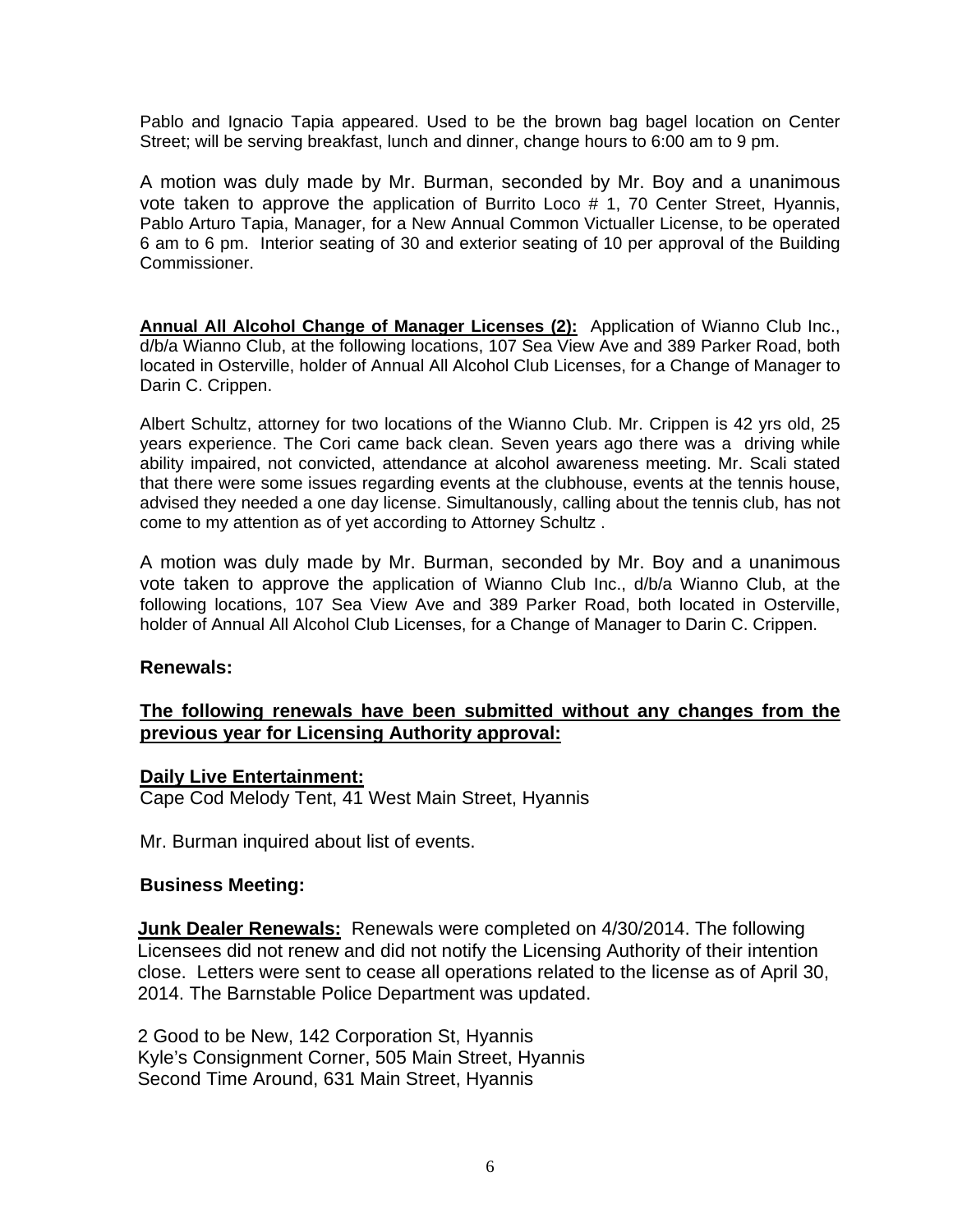Pablo and Ignacio Tapia appeared. Used to be the brown bag bagel location on Center Street; will be serving breakfast, lunch and dinner, change hours to 6:00 am to 9 pm.

A motion was duly made by Mr. Burman, seconded by Mr. Boy and a unanimous vote taken to approve the application of Burrito Loco # 1, 70 Center Street, Hyannis, Pablo Arturo Tapia, Manager, for a New Annual Common Victualler License, to be operated 6 am to 6 pm. Interior seating of 30 and exterior seating of 10 per approval of the Building Commissioner.

**Annual All Alcohol Change of Manager Licenses (2):** Application of Wianno Club Inc., d/b/a Wianno Club, at the following locations, 107 Sea View Ave and 389 Parker Road, both located in Osterville, holder of Annual All Alcohol Club Licenses, for a Change of Manager to Darin C. Crippen.

Albert Schultz, attorney for two locations of the Wianno Club. Mr. Crippen is 42 yrs old, 25 years experience. The Cori came back clean. Seven years ago there was a driving while ability impaired, not convicted, attendance at alcohol awareness meeting. Mr. Scali stated that there were some issues regarding events at the clubhouse, events at the tennis house, advised they needed a one day license. Simultanously, calling about the tennis club, has not come to my attention as of yet according to Attorney Schultz .

A motion was duly made by Mr. Burman, seconded by Mr. Boy and a unanimous vote taken to approve the application of Wianno Club Inc., d/b/a Wianno Club, at the following locations, 107 Sea View Ave and 389 Parker Road, both located in Osterville, holder of Annual All Alcohol Club Licenses, for a Change of Manager to Darin C. Crippen.

**Renewals:**

**The following renewals have been submitted without any changes from the previous year for Licensing Authority approval:**

**Daily Live Entertainment:**
Cape Cod Melody Tent, 41 West Main Street, Hyannis

Mr. Burman inquired about list of events.

**Business Meeting:**

**Junk Dealer Renewals:** Renewals were completed on 4/30/2014. The following Licensees did not renew and did not notify the Licensing Authority of their intention close. Letters were sent to cease all operations related to the license as of April 30, 2014. The Barnstable Police Department was updated.

2 Good to be New, 142 Corporation St, Hyannis
Kyle's Consignment Corner, 505 Main Street, Hyannis
Second Time Around, 631 Main Street, Hyannis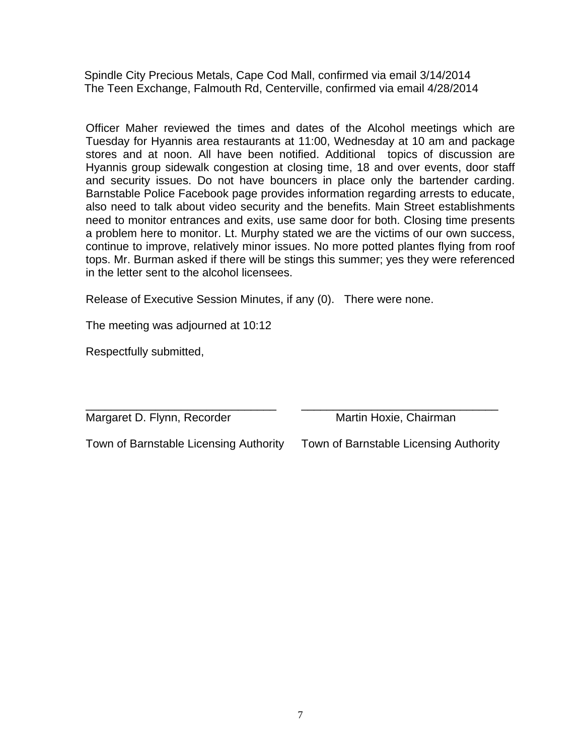Spindle City Precious Metals, Cape Cod Mall, confirmed via email 3/14/2014
The Teen Exchange, Falmouth Rd, Centerville, confirmed via email 4/28/2014

Officer Maher reviewed the times and dates of the Alcohol meetings which are Tuesday for Hyannis area restaurants at 11:00, Wednesday at 10 am and package stores and at noon. All have been notified. Additional topics of discussion are Hyannis group sidewalk congestion at closing time, 18 and over events, door staff and security issues. Do not have bouncers in place only the bartender carding. Barnstable Police Facebook page provides information regarding arrests to educate, also need to talk about video security and the benefits. Main Street establishments need to monitor entrances and exits, use same door for both. Closing time presents a problem here to monitor. Lt. Murphy stated we are the victims of our own success, continue to improve, relatively minor issues. No more potted plantes flying from roof tops. Mr. Burman asked if there will be stings this summer; yes they were referenced in the letter sent to the alcohol licensees.

Release of Executive Session Minutes, if any (0). There were none.

The meeting was adjourned at 10:12

Respectfully submitted,

| | |
|---|---|
| ______________________________ | ______________________________ |
| Margaret D. Flynn, Recorder | Martin Hoxie, Chairman |
| Town of Barnstable Licensing Authority | Town of Barnstable Licensing Authority |